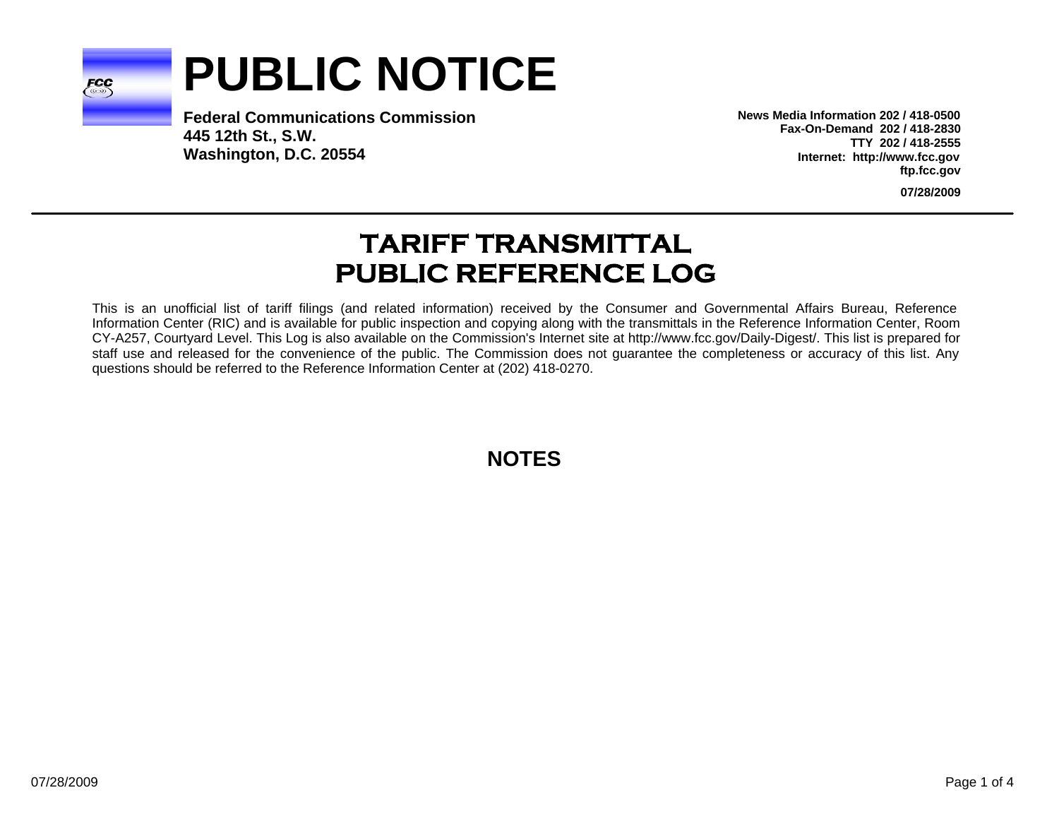# PUBLIC NOTICE

**Federal Communications Commission**
**445 12th St., S.W.**
**Washington, D.C. 20554**

**News Media Information 202 / 418-0500**
**Fax-On-Demand 202 / 418-2830**
**TTY 202 / 418-2555**
**Internet: http://www.fcc.gov**
**ftp.fcc.gov**

**07/28/2009**

## TARIFF TRANSMITTAL PUBLIC REFERENCE LOG

This is an unofficial list of tariff filings (and related information) received by the Consumer and Governmental Affairs Bureau, Reference Information Center (RIC) and is available for public inspection and copying along with the transmittals in the Reference Information Center, Room CY-A257, Courtyard Level. This Log is also available on the Commission's Internet site at http://www.fcc.gov/Daily-Digest/. This list is prepared for staff use and released for the convenience of the public. The Commission does not guarantee the completeness or accuracy of this list. Any questions should be referred to the Reference Information Center at (202) 418-0270.

## NOTES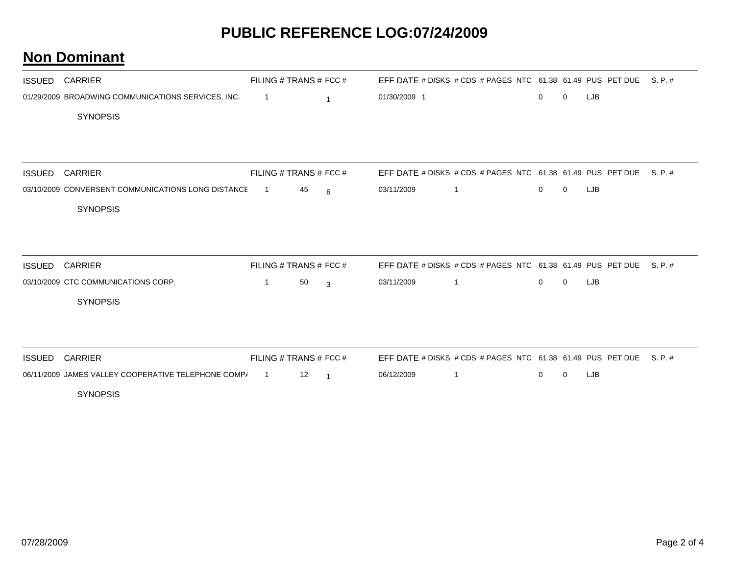# PUBLIC REFERENCE LOG:07/24/2009

## Non Dominant

| ISSUED | CARRIER | FILING # | TRANS # | FCC # | EFF DATE | # DISKS | # CDS | # PAGES | NTC | 61.38 | 61.49 | PUS | PET DUE | S. P. # |
|---|---|---|---|---|---|---|---|---|---|---|---|---|---|---|
| 01/29/2009 | BROADWING COMMUNICATIONS SERVICES, INC. | 1 | | 1 | 01/30/2009 | 1 | | | | 0 | 0 | LJB | | |

SYNOPSIS

| ISSUED | CARRIER | FILING # | TRANS # | FCC # | EFF DATE | # DISKS | # CDS | # PAGES | NTC | 61.38 | 61.49 | PUS | PET DUE | S. P. # |
|---|---|---|---|---|---|---|---|---|---|---|---|---|---|---|
| 03/10/2009 | CONVERSENT COMMUNICATIONS LONG DISTANCE | 1 | 45 | 6 | 03/11/2009 | | 1 | | | 0 | 0 | LJB | | |

SYNOPSIS

| ISSUED | CARRIER | FILING # | TRANS # | FCC # | EFF DATE | # DISKS | # CDS | # PAGES | NTC | 61.38 | 61.49 | PUS | PET DUE | S. P. # |
|---|---|---|---|---|---|---|---|---|---|---|---|---|---|---|
| 03/10/2009 | CTC COMMUNICATIONS CORP. | 1 | 50 | 3 | 03/11/2009 | | 1 | | | 0 | 0 | LJB | | |

SYNOPSIS

| ISSUED | CARRIER | FILING # | TRANS # | FCC # | EFF DATE | # DISKS | # CDS | # PAGES | NTC | 61.38 | 61.49 | PUS | PET DUE | S. P. # |
|---|---|---|---|---|---|---|---|---|---|---|---|---|---|---|
| 06/11/2009 | JAMES VALLEY COOPERATIVE TELEPHONE COMPA | 1 | 12 | 1 | 06/12/2009 | | 1 | | | 0 | 0 | LJB | | |

SYNOPSIS

07/28/2009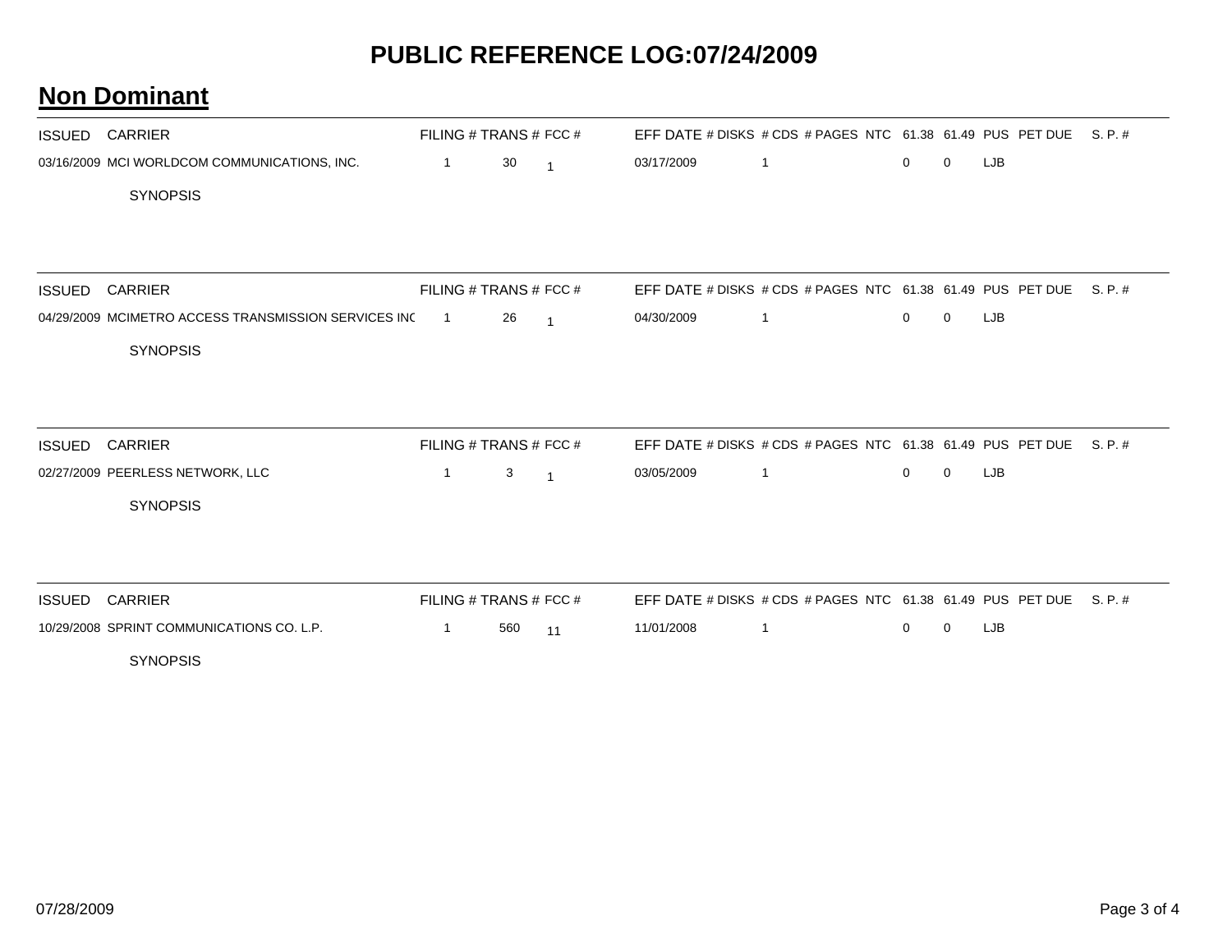# PUBLIC REFERENCE LOG:07/24/2009

## Non Dominant

| ISSUED | CARRIER | FILING # | TRANS # | FCC # | EFF DATE | # DISKS | # CDS | # PAGES | NTC | 61.38 | 61.49 | PUS | PET DUE | S. P. # |
|---|---|---|---|---|---|---|---|---|---|---|---|---|---|---|
| 03/16/2009 | MCI WORLDCOM COMMUNICATIONS, INC. | 1 | 30 | 1 | 03/17/2009 | 1 | | | | 0 | 0 | LJB | | |

SYNOPSIS

| ISSUED | CARRIER | FILING # | TRANS # | FCC # | EFF DATE | # DISKS | # CDS | # PAGES | NTC | 61.38 | 61.49 | PUS | PET DUE | S. P. # |
|---|---|---|---|---|---|---|---|---|---|---|---|---|---|---|
| 04/29/2009 | MCIMETRO ACCESS TRANSMISSION SERVICES INC | 1 | 26 | 1 | 04/30/2009 | 1 | | | | 0 | 0 | LJB | | |

SYNOPSIS

| ISSUED | CARRIER | FILING # | TRANS # | FCC # | EFF DATE | # DISKS | # CDS | # PAGES | NTC | 61.38 | 61.49 | PUS | PET DUE | S. P. # |
|---|---|---|---|---|---|---|---|---|---|---|---|---|---|---|
| 02/27/2009 | PEERLESS NETWORK, LLC | 1 | 3 | 1 | 03/05/2009 | 1 | | | | 0 | 0 | LJB | | |

SYNOPSIS

| ISSUED | CARRIER | FILING # | TRANS # | FCC # | EFF DATE | # DISKS | # CDS | # PAGES | NTC | 61.38 | 61.49 | PUS | PET DUE | S. P. # |
|---|---|---|---|---|---|---|---|---|---|---|---|---|---|---|
| 10/29/2008 | SPRINT COMMUNICATIONS CO. L.P. | 1 | 560 | 11 | 11/01/2008 | 1 | | | | 0 | 0 | LJB | | |

SYNOPSIS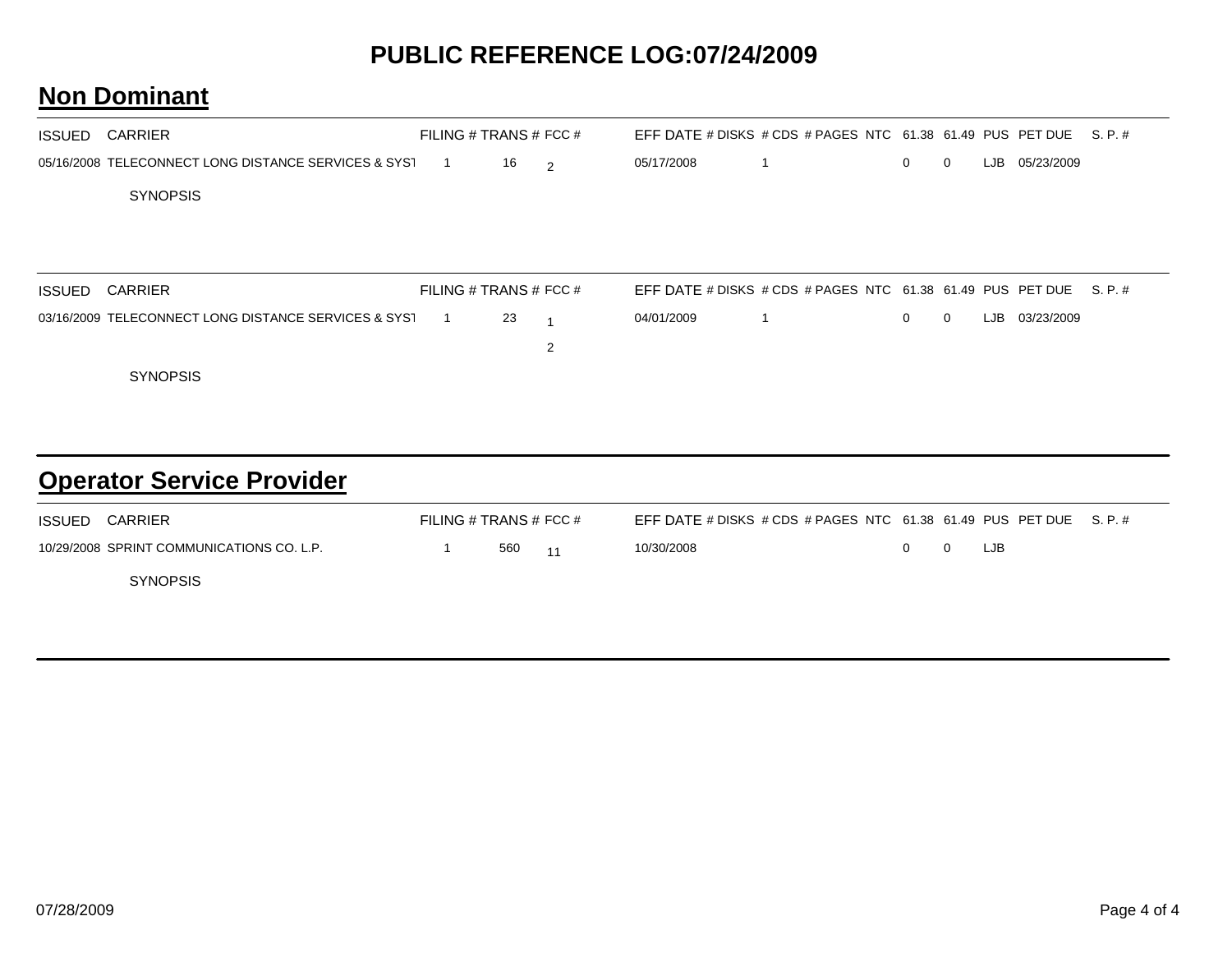# PUBLIC REFERENCE LOG:07/24/2009

## Non Dominant

| ISSUED | CARRIER | FILING # | TRANS # | FCC # | EFF DATE | # DISKS | # CDS | # PAGES | NTC | 61.38 | 61.49 | PUS | PET DUE | S. P. # |
|---|---|---|---|---|---|---|---|---|---|---|---|---|---|---|
| 05/16/2008 | TELECONNECT LONG DISTANCE SERVICES & SYST | 1 | 16 | 2 | 05/17/2008 | 1 | | | | 0 | 0 | LJB | 05/23/2009 | |

SYNOPSIS

| ISSUED | CARRIER | FILING # | TRANS # | FCC # | EFF DATE | # DISKS | # CDS | # PAGES | NTC | 61.38 | 61.49 | PUS | PET DUE | S. P. # |
|---|---|---|---|---|---|---|---|---|---|---|---|---|---|---|
| 03/16/2009 | TELECONNECT LONG DISTANCE SERVICES & SYST | 1 | 23 | 1<br>2 | 04/01/2009 | 1 | | | | 0 | 0 | LJB | 03/23/2009 | |

SYNOPSIS

## Operator Service Provider

| ISSUED | CARRIER | FILING # | TRANS # | FCC # | EFF DATE | # DISKS | # CDS | # PAGES | NTC | 61.38 | 61.49 | PUS | PET DUE | S. P. # |
|---|---|---|---|---|---|---|---|---|---|---|---|---|---|---|
| 10/29/2008 | SPRINT COMMUNICATIONS CO. L.P. | 1 | 560 | 11 | 10/30/2008 | | | | | 0 | 0 | LJB | | |

SYNOPSIS

07/28/2009